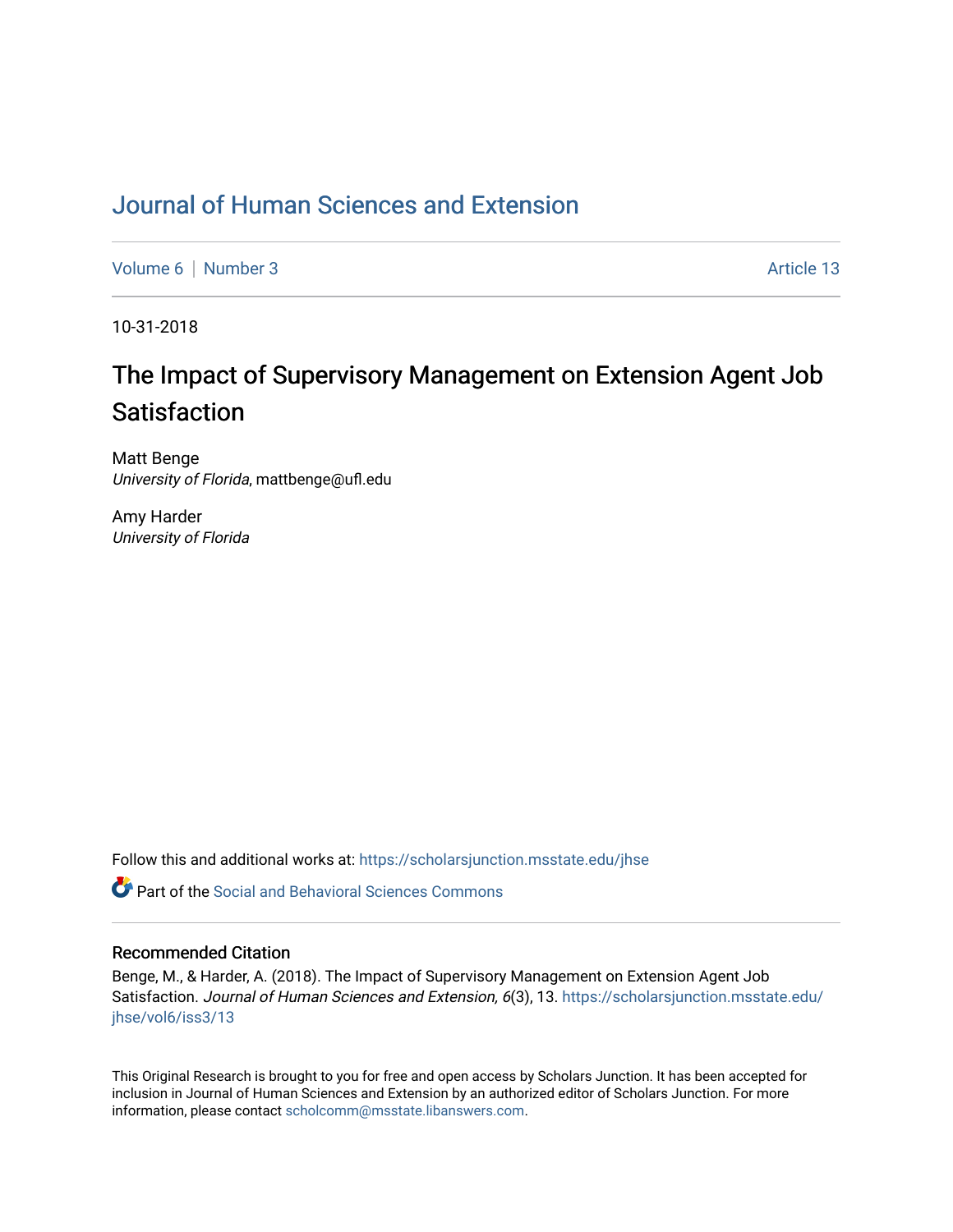# Journal of Human Sciences and Extension

Volume 6 | Number 3 Article 13

10-31-2018

## The Impact of Supervisory Management on Extension Agent Job Satisfaction

Matt Benge
*University of Florida*, mattbenge@ufl.edu

Amy Harder
*University of Florida*

Follow this and additional works at: https://scholarsjunction.msstate.edu/jhse

Part of the Social and Behavioral Sciences Commons

### Recommended Citation

Benge, M., & Harder, A. (2018). The Impact of Supervisory Management on Extension Agent Job Satisfaction. *Journal of Human Sciences and Extension, 6*(3), 13. https://scholarsjunction.msstate.edu/jhse/vol6/iss3/13

This Original Research is brought to you for free and open access by Scholars Junction. It has been accepted for inclusion in Journal of Human Sciences and Extension by an authorized editor of Scholars Junction. For more information, please contact scholcomm@msstate.libanswers.com.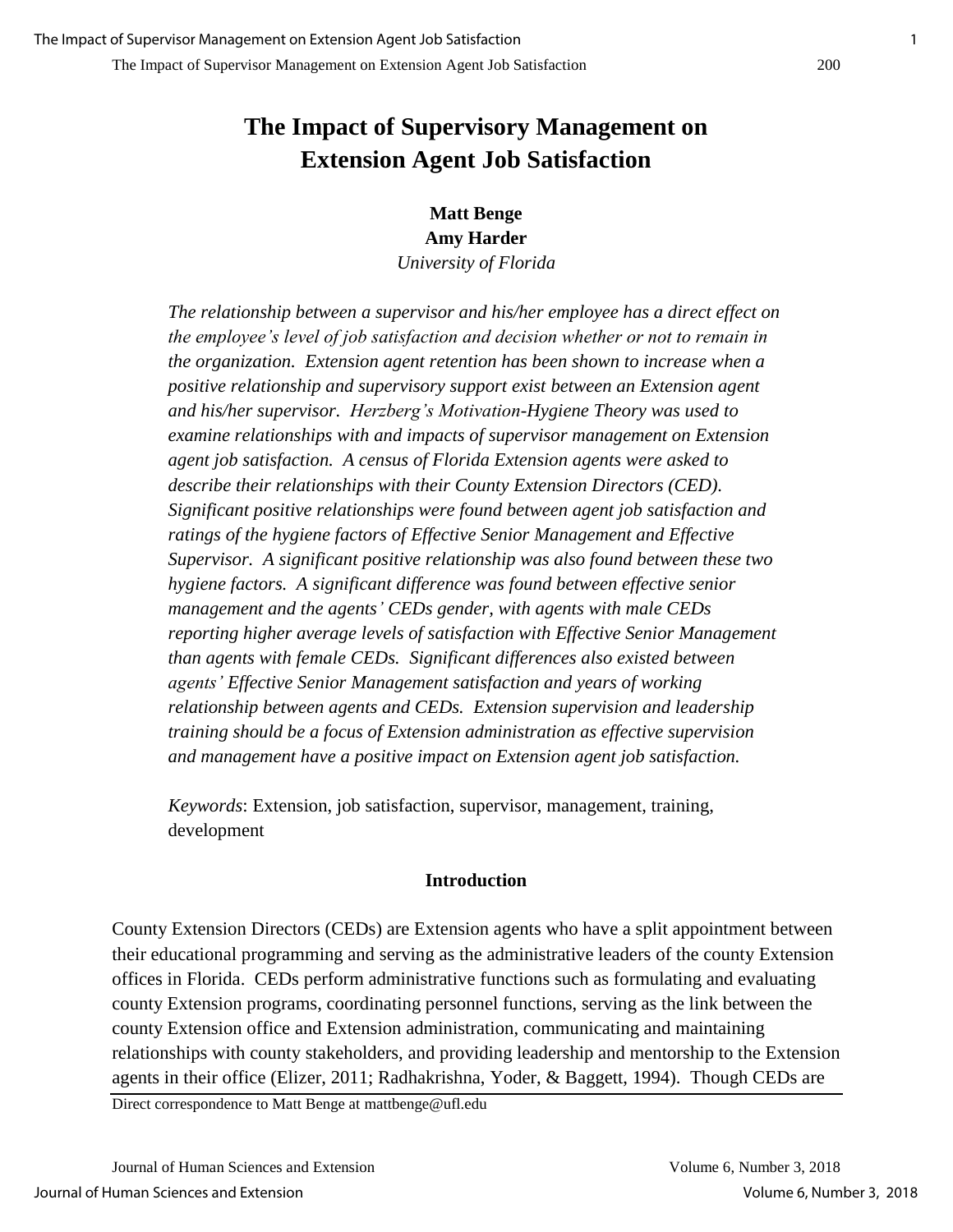# The Impact of Supervisory Management on Extension Agent Job Satisfaction

**Matt Benge**
**Amy Harder**
*University of Florida*

*The relationship between a supervisor and his/her employee has a direct effect on the employee's level of job satisfaction and decision whether or not to remain in the organization. Extension agent retention has been shown to increase when a positive relationship and supervisory support exist between an Extension agent and his/her supervisor. Herzberg's Motivation-Hygiene Theory was used to examine relationships with and impacts of supervisor management on Extension agent job satisfaction. A census of Florida Extension agents were asked to describe their relationships with their County Extension Directors (CED). Significant positive relationships were found between agent job satisfaction and ratings of the hygiene factors of Effective Senior Management and Effective Supervisor. A significant positive relationship was also found between these two hygiene factors. A significant difference was found between effective senior management and the agents' CEDs gender, with agents with male CEDs reporting higher average levels of satisfaction with Effective Senior Management than agents with female CEDs. Significant differences also existed between agents' Effective Senior Management satisfaction and years of working relationship between agents and CEDs. Extension supervision and leadership training should be a focus of Extension administration as effective supervision and management have a positive impact on Extension agent job satisfaction.*

*Keywords*: Extension, job satisfaction, supervisor, management, training, development

## Introduction

County Extension Directors (CEDs) are Extension agents who have a split appointment between their educational programming and serving as the administrative leaders of the county Extension offices in Florida. CEDs perform administrative functions such as formulating and evaluating county Extension programs, coordinating personnel functions, serving as the link between the county Extension office and Extension administration, communicating and maintaining relationships with county stakeholders, and providing leadership and mentorship to the Extension agents in their office (Elizer, 2011; Radhakrishna, Yoder, & Baggett, 1994). Though CEDs are

Direct correspondence to Matt Benge at mattbenge@ufl.edu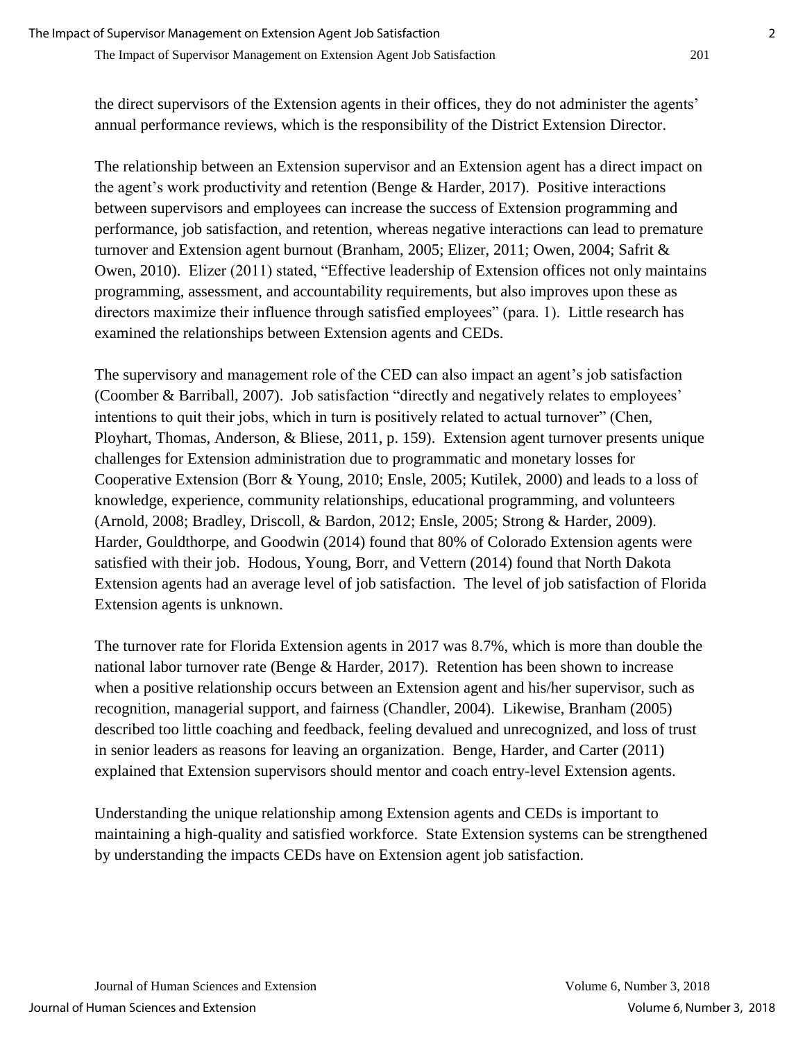the direct supervisors of the Extension agents in their offices, they do not administer the agents' annual performance reviews, which is the responsibility of the District Extension Director.

The relationship between an Extension supervisor and an Extension agent has a direct impact on the agent's work productivity and retention (Benge & Harder, 2017). Positive interactions between supervisors and employees can increase the success of Extension programming and performance, job satisfaction, and retention, whereas negative interactions can lead to premature turnover and Extension agent burnout (Branham, 2005; Elizer, 2011; Owen, 2004; Safrit & Owen, 2010). Elizer (2011) stated, "Effective leadership of Extension offices not only maintains programming, assessment, and accountability requirements, but also improves upon these as directors maximize their influence through satisfied employees" (para. 1). Little research has examined the relationships between Extension agents and CEDs.

The supervisory and management role of the CED can also impact an agent's job satisfaction (Coomber & Barriball, 2007). Job satisfaction "directly and negatively relates to employees' intentions to quit their jobs, which in turn is positively related to actual turnover" (Chen, Ployhart, Thomas, Anderson, & Bliese, 2011, p. 159). Extension agent turnover presents unique challenges for Extension administration due to programmatic and monetary losses for Cooperative Extension (Borr & Young, 2010; Ensle, 2005; Kutilek, 2000) and leads to a loss of knowledge, experience, community relationships, educational programming, and volunteers (Arnold, 2008; Bradley, Driscoll, & Bardon, 2012; Ensle, 2005; Strong & Harder, 2009). Harder, Gouldthorpe, and Goodwin (2014) found that 80% of Colorado Extension agents were satisfied with their job. Hodous, Young, Borr, and Vettern (2014) found that North Dakota Extension agents had an average level of job satisfaction. The level of job satisfaction of Florida Extension agents is unknown.

The turnover rate for Florida Extension agents in 2017 was 8.7%, which is more than double the national labor turnover rate (Benge & Harder, 2017). Retention has been shown to increase when a positive relationship occurs between an Extension agent and his/her supervisor, such as recognition, managerial support, and fairness (Chandler, 2004). Likewise, Branham (2005) described too little coaching and feedback, feeling devalued and unrecognized, and loss of trust in senior leaders as reasons for leaving an organization. Benge, Harder, and Carter (2011) explained that Extension supervisors should mentor and coach entry-level Extension agents.

Understanding the unique relationship among Extension agents and CEDs is important to maintaining a high-quality and satisfied workforce. State Extension systems can be strengthened by understanding the impacts CEDs have on Extension agent job satisfaction.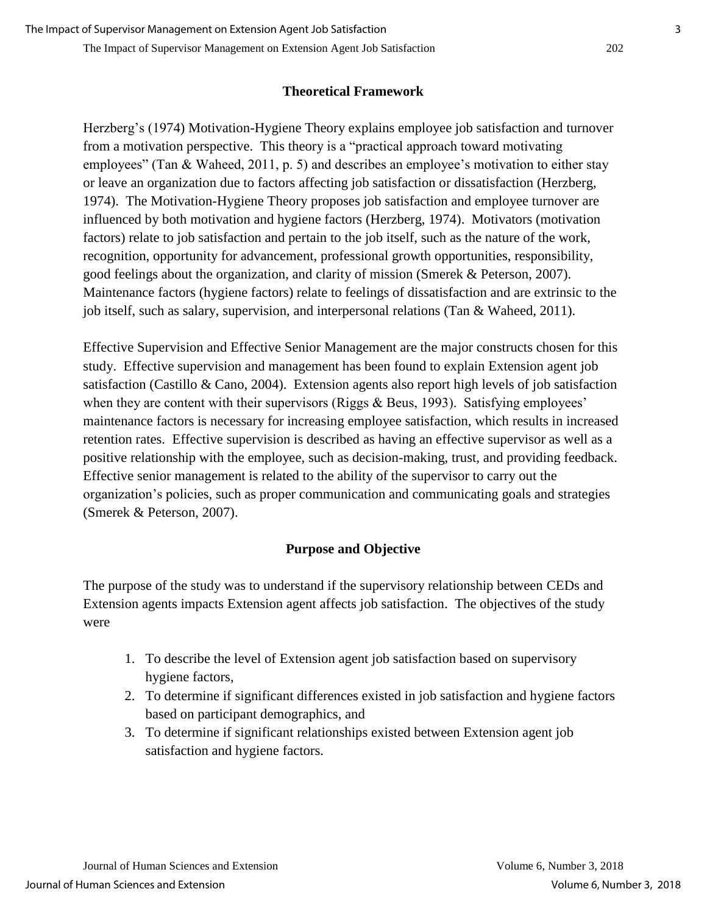## Theoretical Framework

Herzberg's (1974) Motivation-Hygiene Theory explains employee job satisfaction and turnover from a motivation perspective. This theory is a "practical approach toward motivating employees" (Tan & Waheed, 2011, p. 5) and describes an employee's motivation to either stay or leave an organization due to factors affecting job satisfaction or dissatisfaction (Herzberg, 1974). The Motivation-Hygiene Theory proposes job satisfaction and employee turnover are influenced by both motivation and hygiene factors (Herzberg, 1974). Motivators (motivation factors) relate to job satisfaction and pertain to the job itself, such as the nature of the work, recognition, opportunity for advancement, professional growth opportunities, responsibility, good feelings about the organization, and clarity of mission (Smerek & Peterson, 2007). Maintenance factors (hygiene factors) relate to feelings of dissatisfaction and are extrinsic to the job itself, such as salary, supervision, and interpersonal relations (Tan & Waheed, 2011).

Effective Supervision and Effective Senior Management are the major constructs chosen for this study. Effective supervision and management has been found to explain Extension agent job satisfaction (Castillo & Cano, 2004). Extension agents also report high levels of job satisfaction when they are content with their supervisors (Riggs & Beus, 1993). Satisfying employees' maintenance factors is necessary for increasing employee satisfaction, which results in increased retention rates. Effective supervision is described as having an effective supervisor as well as a positive relationship with the employee, such as decision-making, trust, and providing feedback. Effective senior management is related to the ability of the supervisor to carry out the organization's policies, such as proper communication and communicating goals and strategies (Smerek & Peterson, 2007).

## Purpose and Objective

The purpose of the study was to understand if the supervisory relationship between CEDs and Extension agents impacts Extension agent affects job satisfaction. The objectives of the study were

1. To describe the level of Extension agent job satisfaction based on supervisory hygiene factors,
2. To determine if significant differences existed in job satisfaction and hygiene factors based on participant demographics, and
3. To determine if significant relationships existed between Extension agent job satisfaction and hygiene factors.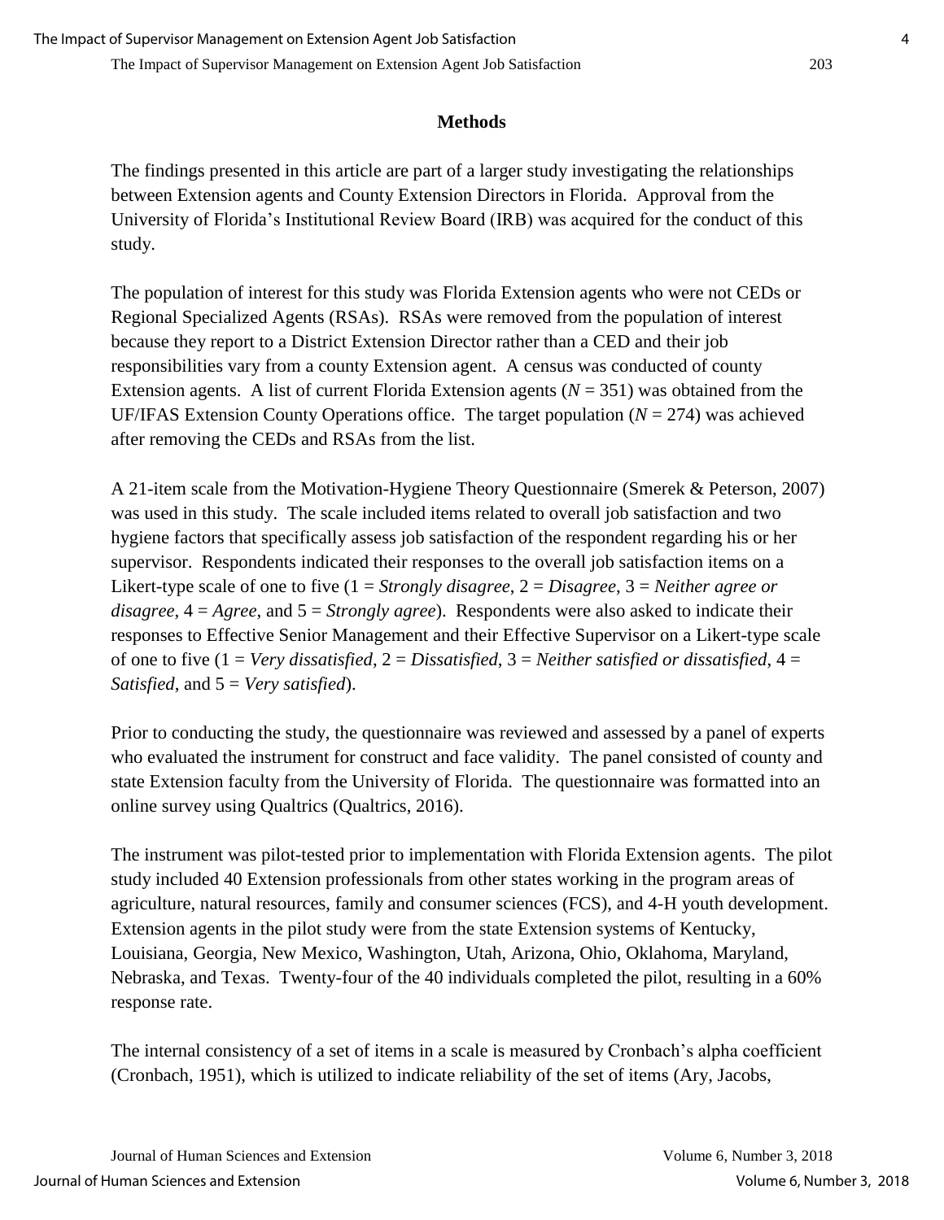## Methods

The findings presented in this article are part of a larger study investigating the relationships between Extension agents and County Extension Directors in Florida. Approval from the University of Florida's Institutional Review Board (IRB) was acquired for the conduct of this study.

The population of interest for this study was Florida Extension agents who were not CEDs or Regional Specialized Agents (RSAs). RSAs were removed from the population of interest because they report to a District Extension Director rather than a CED and their job responsibilities vary from a county Extension agent. A census was conducted of county Extension agents. A list of current Florida Extension agents ($N$ = 351) was obtained from the UF/IFAS Extension County Operations office. The target population ($N$ = 274) was achieved after removing the CEDs and RSAs from the list.

A 21-item scale from the Motivation-Hygiene Theory Questionnaire (Smerek & Peterson, 2007) was used in this study. The scale included items related to overall job satisfaction and two hygiene factors that specifically assess job satisfaction of the respondent regarding his or her supervisor. Respondents indicated their responses to the overall job satisfaction items on a Likert-type scale of one to five (1 = *Strongly disagree*, 2 = *Disagree*, 3 = *Neither agree or disagree*, 4 = *Agree*, and 5 = *Strongly agree*). Respondents were also asked to indicate their responses to Effective Senior Management and their Effective Supervisor on a Likert-type scale of one to five (1 = *Very dissatisfied*, 2 = *Dissatisfied*, 3 = *Neither satisfied or dissatisfied*, 4 = *Satisfied*, and 5 = *Very satisfied*).

Prior to conducting the study, the questionnaire was reviewed and assessed by a panel of experts who evaluated the instrument for construct and face validity. The panel consisted of county and state Extension faculty from the University of Florida. The questionnaire was formatted into an online survey using Qualtrics (Qualtrics, 2016).

The instrument was pilot-tested prior to implementation with Florida Extension agents. The pilot study included 40 Extension professionals from other states working in the program areas of agriculture, natural resources, family and consumer sciences (FCS), and 4-H youth development. Extension agents in the pilot study were from the state Extension systems of Kentucky, Louisiana, Georgia, New Mexico, Washington, Utah, Arizona, Ohio, Oklahoma, Maryland, Nebraska, and Texas. Twenty-four of the 40 individuals completed the pilot, resulting in a 60% response rate.

The internal consistency of a set of items in a scale is measured by Cronbach's alpha coefficient (Cronbach, 1951), which is utilized to indicate reliability of the set of items (Ary, Jacobs,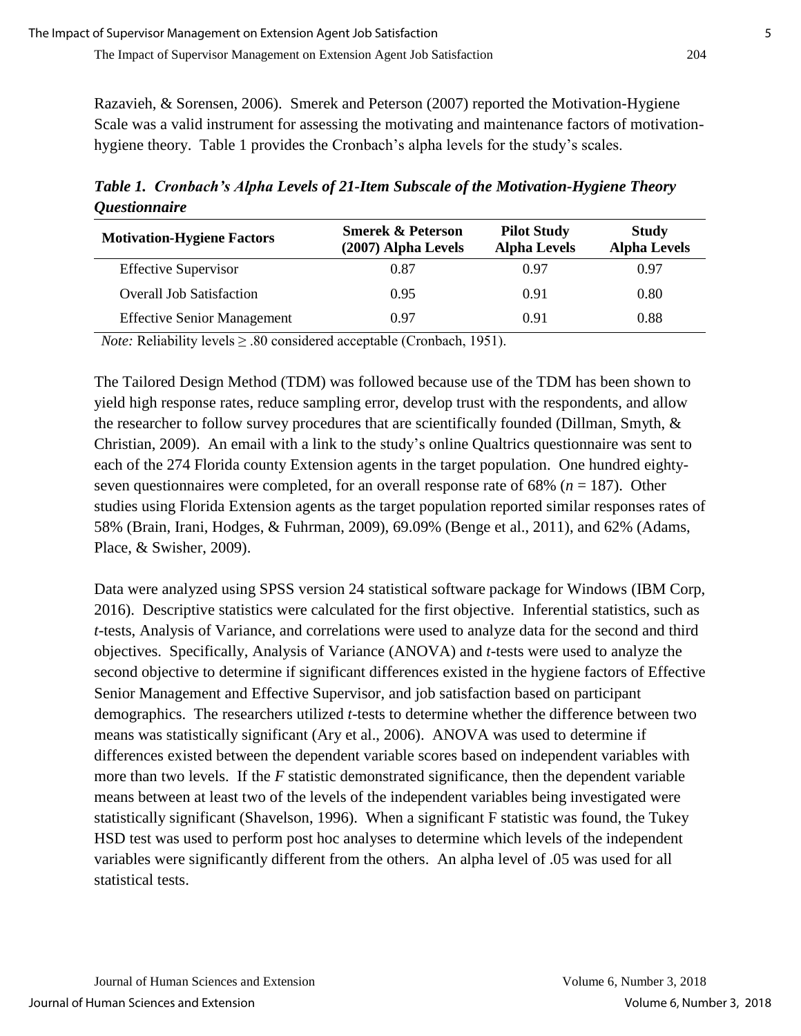Razavieh, & Sorensen, 2006). Smerek and Peterson (2007) reported the Motivation-Hygiene Scale was a valid instrument for assessing the motivating and maintenance factors of motivation-hygiene theory. Table 1 provides the Cronbach's alpha levels for the study's scales.

***Table 1. Cronbach's Alpha Levels of 21-Item Subscale of the Motivation-Hygiene Theory Questionnaire***

| Motivation-Hygiene Factors | Smerek & Peterson (2007) Alpha Levels | Pilot Study Alpha Levels | Study Alpha Levels |
|---|---|---|---|
| Effective Supervisor | 0.87 | 0.97 | 0.97 |
| Overall Job Satisfaction | 0.95 | 0.91 | 0.80 |
| Effective Senior Management | 0.97 | 0.91 | 0.88 |

*Note:* Reliability levels ≥ .80 considered acceptable (Cronbach, 1951).

The Tailored Design Method (TDM) was followed because use of the TDM has been shown to yield high response rates, reduce sampling error, develop trust with the respondents, and allow the researcher to follow survey procedures that are scientifically founded (Dillman, Smyth, & Christian, 2009). An email with a link to the study's online Qualtrics questionnaire was sent to each of the 274 Florida county Extension agents in the target population. One hundred eighty-seven questionnaires were completed, for an overall response rate of 68% ($n$ = 187). Other studies using Florida Extension agents as the target population reported similar responses rates of 58% (Brain, Irani, Hodges, & Fuhrman, 2009), 69.09% (Benge et al., 2011), and 62% (Adams, Place, & Swisher, 2009).

Data were analyzed using SPSS version 24 statistical software package for Windows (IBM Corp, 2016). Descriptive statistics were calculated for the first objective. Inferential statistics, such as $t$-tests, Analysis of Variance, and correlations were used to analyze data for the second and third objectives. Specifically, Analysis of Variance (ANOVA) and $t$-tests were used to analyze the second objective to determine if significant differences existed in the hygiene factors of Effective Senior Management and Effective Supervisor, and job satisfaction based on participant demographics. The researchers utilized $t$-tests to determine whether the difference between two means was statistically significant (Ary et al., 2006). ANOVA was used to determine if differences existed between the dependent variable scores based on independent variables with more than two levels. If the $F$ statistic demonstrated significance, then the dependent variable means between at least two of the levels of the independent variables being investigated were statistically significant (Shavelson, 1996). When a significant F statistic was found, the Tukey HSD test was used to perform post hoc analyses to determine which levels of the independent variables were significantly different from the others. An alpha level of .05 was used for all statistical tests.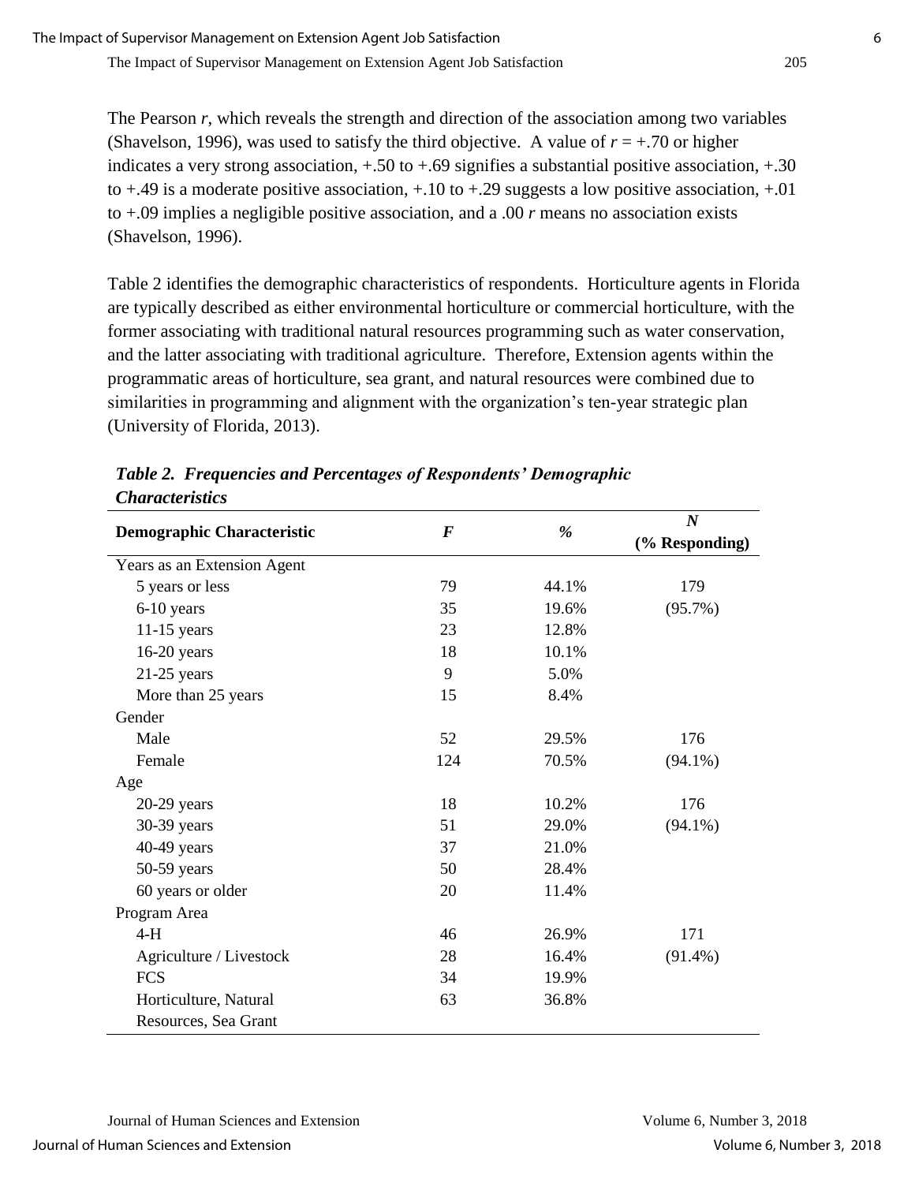The Pearson *r*, which reveals the strength and direction of the association among two variables (Shavelson, 1996), was used to satisfy the third objective. A value of $r = +.70$ or higher indicates a very strong association, +.50 to +.69 signifies a substantial positive association, +.30 to +.49 is a moderate positive association, +.10 to +.29 suggests a low positive association, +.01 to +.09 implies a negligible positive association, and a .00 *r* means no association exists (Shavelson, 1996).

Table 2 identifies the demographic characteristics of respondents. Horticulture agents in Florida are typically described as either environmental horticulture or commercial horticulture, with the former associating with traditional natural resources programming such as water conservation, and the latter associating with traditional agriculture. Therefore, Extension agents within the programmatic areas of horticulture, sea grant, and natural resources were combined due to similarities in programming and alignment with the organization's ten-year strategic plan (University of Florida, 2013).

***Table 2. Frequencies and Percentages of Respondents' Demographic Characteristics***

| Demographic Characteristic | *F* | % | *N* (% Responding) |
|---|---|---|---|
| Years as an Extension Agent | | | |
| 5 years or less | 79 | 44.1% | 179 |
| 6-10 years | 35 | 19.6% | (95.7%) |
| 11-15 years | 23 | 12.8% | |
| 16-20 years | 18 | 10.1% | |
| 21-25 years | 9 | 5.0% | |
| More than 25 years | 15 | 8.4% | |
| Gender | | | |
| Male | 52 | 29.5% | 176 |
| Female | 124 | 70.5% | (94.1%) |
| Age | | | |
| 20-29 years | 18 | 10.2% | 176 |
| 30-39 years | 51 | 29.0% | (94.1%) |
| 40-49 years | 37 | 21.0% | |
| 50-59 years | 50 | 28.4% | |
| 60 years or older | 20 | 11.4% | |
| Program Area | | | |
| 4-H | 46 | 26.9% | 171 |
| Agriculture / Livestock | 28 | 16.4% | (91.4%) |
| FCS | 34 | 19.9% | |
| Horticulture, Natural Resources, Sea Grant | 63 | 36.8% | |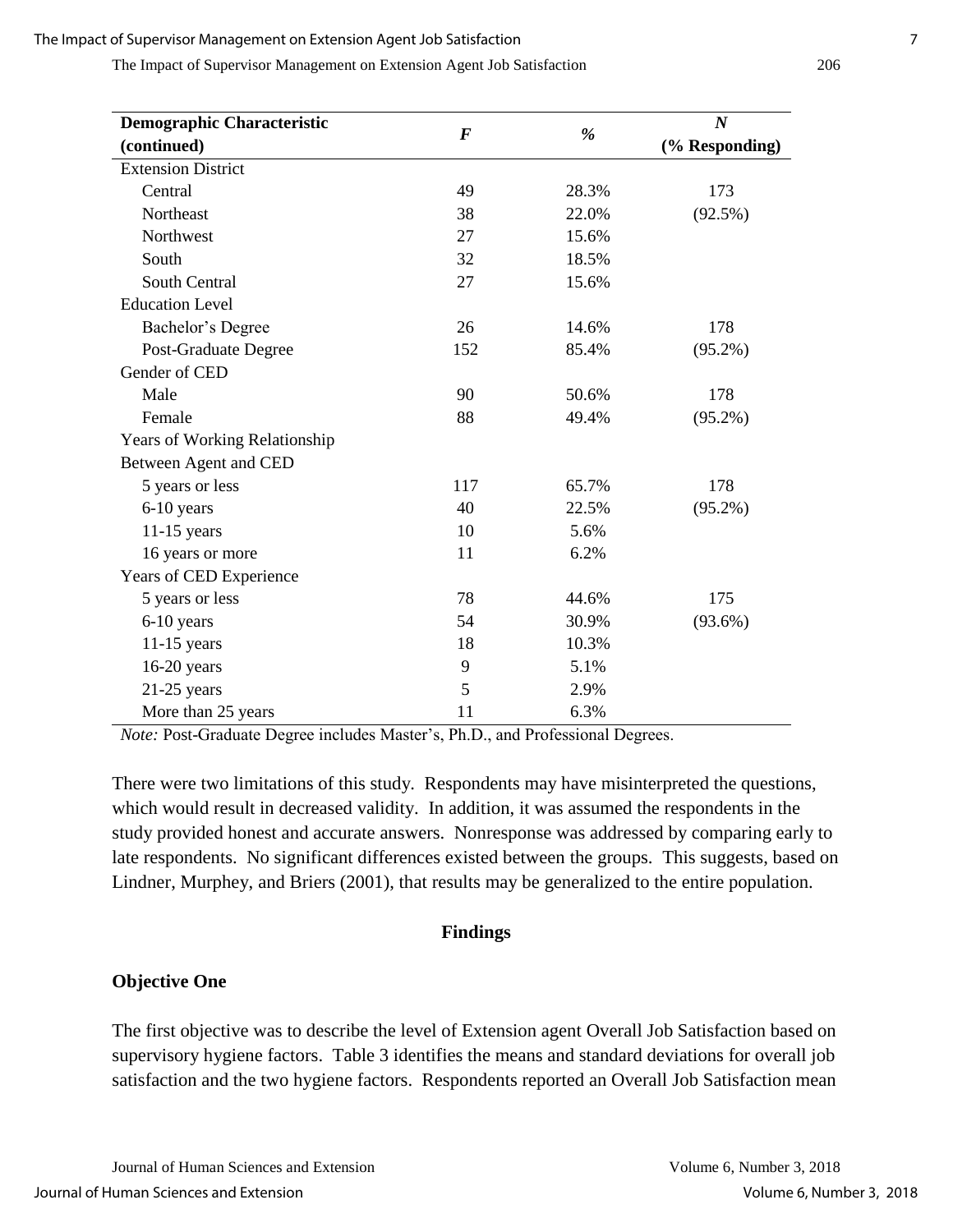| Demographic Characteristic (continued) | *F* | % | *N* (% Responding) |
|---|---|---|---|
| Extension District | | | |
| Central | 49 | 28.3% | 173 |
| Northeast | 38 | 22.0% | (92.5%) |
| Northwest | 27 | 15.6% | |
| South | 32 | 18.5% | |
| South Central | 27 | 15.6% | |
| Education Level | | | |
| Bachelor's Degree | 26 | 14.6% | 178 |
| Post-Graduate Degree | 152 | 85.4% | (95.2%) |
| Gender of CED | | | |
| Male | 90 | 50.6% | 178 |
| Female | 88 | 49.4% | (95.2%) |
| Years of Working Relationship Between Agent and CED | | | |
| 5 years or less | 117 | 65.7% | 178 |
| 6-10 years | 40 | 22.5% | (95.2%) |
| 11-15 years | 10 | 5.6% | |
| 16 years or more | 11 | 6.2% | |
| Years of CED Experience | | | |
| 5 years or less | 78 | 44.6% | 175 |
| 6-10 years | 54 | 30.9% | (93.6%) |
| 11-15 years | 18 | 10.3% | |
| 16-20 years | 9 | 5.1% | |
| 21-25 years | 5 | 2.9% | |
| More than 25 years | 11 | 6.3% | |

*Note:* Post-Graduate Degree includes Master's, Ph.D., and Professional Degrees.

There were two limitations of this study. Respondents may have misinterpreted the questions, which would result in decreased validity. In addition, it was assumed the respondents in the study provided honest and accurate answers. Nonresponse was addressed by comparing early to late respondents. No significant differences existed between the groups. This suggests, based on Lindner, Murphey, and Briers (2001), that results may be generalized to the entire population.

## Findings

### Objective One

The first objective was to describe the level of Extension agent Overall Job Satisfaction based on supervisory hygiene factors. Table 3 identifies the means and standard deviations for overall job satisfaction and the two hygiene factors. Respondents reported an Overall Job Satisfaction mean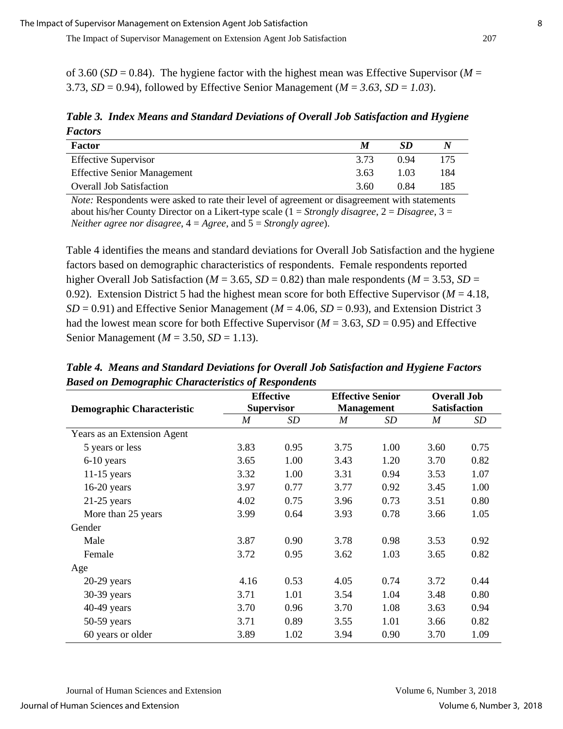of 3.60 (*SD* = 0.84). The hygiene factor with the highest mean was Effective Supervisor (*M* = 3.73, *SD* = 0.94), followed by Effective Senior Management (*M = 3.63, SD = 1.03*).

***Table 3. Index Means and Standard Deviations of Overall Job Satisfaction and Hygiene Factors***

| Factor | *M* | *SD* | *N* |
|---|---|---|---|
| Effective Supervisor | 3.73 | 0.94 | 175 |
| Effective Senior Management | 3.63 | 1.03 | 184 |
| Overall Job Satisfaction | 3.60 | 0.84 | 185 |

*Note:* Respondents were asked to rate their level of agreement or disagreement with statements about his/her County Director on a Likert-type scale (1 = *Strongly disagree*, 2 = *Disagree*, 3 = *Neither agree nor disagree*, 4 = *Agree*, and 5 = *Strongly agree*).

Table 4 identifies the means and standard deviations for Overall Job Satisfaction and the hygiene factors based on demographic characteristics of respondents. Female respondents reported higher Overall Job Satisfaction (*M* = 3.65, *SD* = 0.82) than male respondents (*M* = 3.53, *SD* = 0.92). Extension District 5 had the highest mean score for both Effective Supervisor (*M* = 4.18, *SD* = 0.91) and Effective Senior Management (*M* = 4.06, *SD* = 0.93), and Extension District 3 had the lowest mean score for both Effective Supervisor (*M* = 3.63, *SD* = 0.95) and Effective Senior Management (*M* = 3.50, *SD* = 1.13).

***Table 4. Means and Standard Deviations for Overall Job Satisfaction and Hygiene Factors Based on Demographic Characteristics of Respondents***

| Demographic Characteristic | Effective Supervisor | | Effective Senior Management | | Overall Job Satisfaction | |
|---|---|---|---|---|---|---|
| | *M* | *SD* | *M* | *SD* | *M* | *SD* |
| Years as an Extension Agent | | | | | | |
| 5 years or less | 3.83 | 0.95 | 3.75 | 1.00 | 3.60 | 0.75 |
| 6-10 years | 3.65 | 1.00 | 3.43 | 1.20 | 3.70 | 0.82 |
| 11-15 years | 3.32 | 1.00 | 3.31 | 0.94 | 3.53 | 1.07 |
| 16-20 years | 3.97 | 0.77 | 3.77 | 0.92 | 3.45 | 1.00 |
| 21-25 years | 4.02 | 0.75 | 3.96 | 0.73 | 3.51 | 0.80 |
| More than 25 years | 3.99 | 0.64 | 3.93 | 0.78 | 3.66 | 1.05 |
| Gender | | | | | | |
| Male | 3.87 | 0.90 | 3.78 | 0.98 | 3.53 | 0.92 |
| Female | 3.72 | 0.95 | 3.62 | 1.03 | 3.65 | 0.82 |
| Age | | | | | | |
| 20-29 years | 4.16 | 0.53 | 4.05 | 0.74 | 3.72 | 0.44 |
| 30-39 years | 3.71 | 1.01 | 3.54 | 1.04 | 3.48 | 0.80 |
| 40-49 years | 3.70 | 0.96 | 3.70 | 1.08 | 3.63 | 0.94 |
| 50-59 years | 3.71 | 0.89 | 3.55 | 1.01 | 3.66 | 0.82 |
| 60 years or older | 3.89 | 1.02 | 3.94 | 0.90 | 3.70 | 1.09 |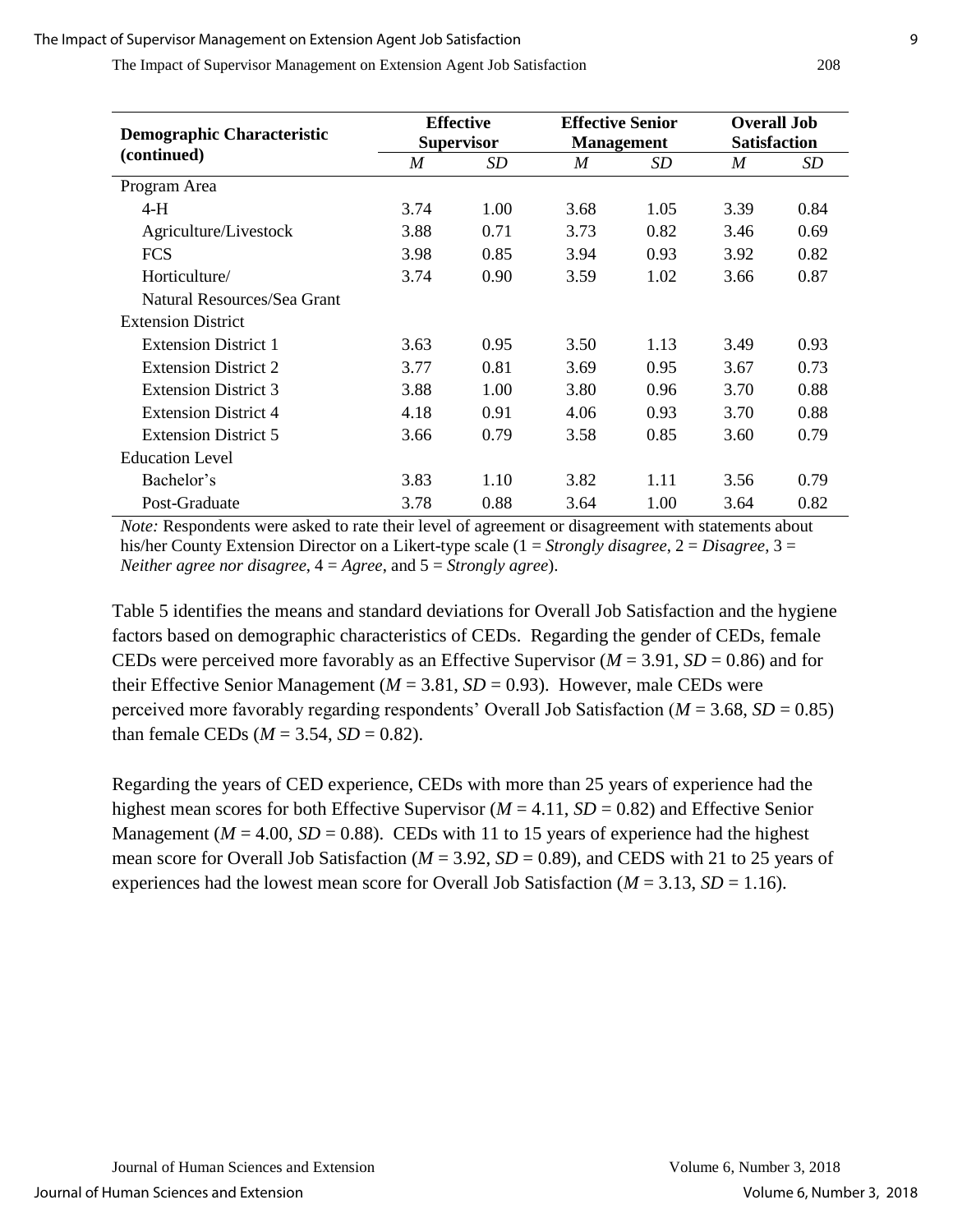| Demographic Characteristic (continued) | Effective Supervisor | | Effective Senior Management | | Overall Job Satisfaction | |
|---|---|---|---|---|---|---|
| | *M* | *SD* | *M* | *SD* | *M* | *SD* |
| Program Area | | | | | | |
| 4-H | 3.74 | 1.00 | 3.68 | 1.05 | 3.39 | 0.84 |
| Agriculture/Livestock | 3.88 | 0.71 | 3.73 | 0.82 | 3.46 | 0.69 |
| FCS | 3.98 | 0.85 | 3.94 | 0.93 | 3.92 | 0.82 |
| Horticulture/ Natural Resources/Sea Grant | 3.74 | 0.90 | 3.59 | 1.02 | 3.66 | 0.87 |
| Extension District | | | | | | |
| Extension District 1 | 3.63 | 0.95 | 3.50 | 1.13 | 3.49 | 0.93 |
| Extension District 2 | 3.77 | 0.81 | 3.69 | 0.95 | 3.67 | 0.73 |
| Extension District 3 | 3.88 | 1.00 | 3.80 | 0.96 | 3.70 | 0.88 |
| Extension District 4 | 4.18 | 0.91 | 4.06 | 0.93 | 3.70 | 0.88 |
| Extension District 5 | 3.66 | 0.79 | 3.58 | 0.85 | 3.60 | 0.79 |
| Education Level | | | | | | |
| Bachelor's | 3.83 | 1.10 | 3.82 | 1.11 | 3.56 | 0.79 |
| Post-Graduate | 3.78 | 0.88 | 3.64 | 1.00 | 3.64 | 0.82 |

*Note:* Respondents were asked to rate their level of agreement or disagreement with statements about his/her County Extension Director on a Likert-type scale (1 = *Strongly disagree*, 2 = *Disagree*, 3 = *Neither agree nor disagree*, 4 = *Agree*, and 5 = *Strongly agree*).

Table 5 identifies the means and standard deviations for Overall Job Satisfaction and the hygiene factors based on demographic characteristics of CEDs. Regarding the gender of CEDs, female CEDs were perceived more favorably as an Effective Supervisor ($M$ = 3.91, $SD$ = 0.86) and for their Effective Senior Management ($M$ = 3.81, $SD$ = 0.93). However, male CEDs were perceived more favorably regarding respondents' Overall Job Satisfaction ($M$ = 3.68, $SD$ = 0.85) than female CEDs ($M$ = 3.54, $SD$ = 0.82).

Regarding the years of CED experience, CEDs with more than 25 years of experience had the highest mean scores for both Effective Supervisor ($M$ = 4.11, $SD$ = 0.82) and Effective Senior Management ($M$ = 4.00, $SD$ = 0.88). CEDs with 11 to 15 years of experience had the highest mean score for Overall Job Satisfaction ($M$ = 3.92, $SD$ = 0.89), and CEDS with 21 to 25 years of experiences had the lowest mean score for Overall Job Satisfaction ($M$ = 3.13, $SD$ = 1.16).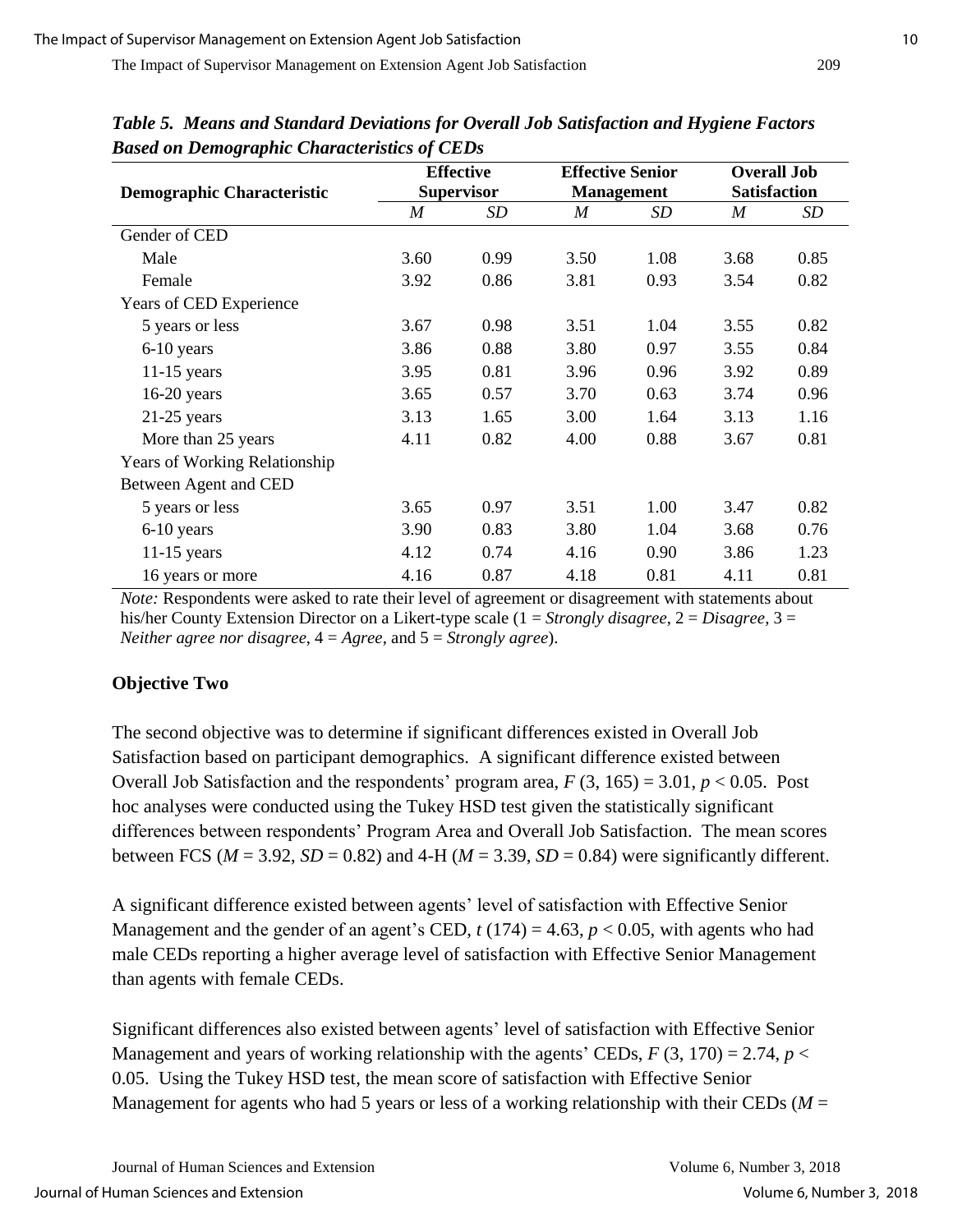**Table 5. Means and Standard Deviations for Overall Job Satisfaction and Hygiene Factors Based on Demographic Characteristics of CEDs**

| Demographic Characteristic | Effective Supervisor | | Effective Senior Management | | Overall Job Satisfaction | |
|---|---|---|---|---|---|---|
| | *M* | *SD* | *M* | *SD* | *M* | *SD* |
| Gender of CED | | | | | | |
| Male | 3.60 | 0.99 | 3.50 | 1.08 | 3.68 | 0.85 |
| Female | 3.92 | 0.86 | 3.81 | 0.93 | 3.54 | 0.82 |
| Years of CED Experience | | | | | | |
| 5 years or less | 3.67 | 0.98 | 3.51 | 1.04 | 3.55 | 0.82 |
| 6-10 years | 3.86 | 0.88 | 3.80 | 0.97 | 3.55 | 0.84 |
| 11-15 years | 3.95 | 0.81 | 3.96 | 0.96 | 3.92 | 0.89 |
| 16-20 years | 3.65 | 0.57 | 3.70 | 0.63 | 3.74 | 0.96 |
| 21-25 years | 3.13 | 1.65 | 3.00 | 1.64 | 3.13 | 1.16 |
| More than 25 years | 4.11 | 0.82 | 4.00 | 0.88 | 3.67 | 0.81 |
| Years of Working Relationship Between Agent and CED | | | | | | |
| 5 years or less | 3.65 | 0.97 | 3.51 | 1.00 | 3.47 | 0.82 |
| 6-10 years | 3.90 | 0.83 | 3.80 | 1.04 | 3.68 | 0.76 |
| 11-15 years | 4.12 | 0.74 | 4.16 | 0.90 | 3.86 | 1.23 |
| 16 years or more | 4.16 | 0.87 | 4.18 | 0.81 | 4.11 | 0.81 |

*Note:* Respondents were asked to rate their level of agreement or disagreement with statements about his/her County Extension Director on a Likert-type scale (1 = *Strongly disagree*, 2 = *Disagree*, 3 = *Neither agree nor disagree*, 4 = *Agree*, and 5 = *Strongly agree*).

### Objective Two

The second objective was to determine if significant differences existed in Overall Job Satisfaction based on participant demographics. A significant difference existed between Overall Job Satisfaction and the respondents' program area, $F$ (3, 165) = 3.01, $p < 0.05$. Post hoc analyses were conducted using the Tukey HSD test given the statistically significant differences between respondents' Program Area and Overall Job Satisfaction. The mean scores between FCS ($M$ = 3.92, $SD$ = 0.82) and 4-H ($M$ = 3.39, $SD$ = 0.84) were significantly different.

A significant difference existed between agents' level of satisfaction with Effective Senior Management and the gender of an agent's CED, $t$ (174) = 4.63, $p < 0.05$, with agents who had male CEDs reporting a higher average level of satisfaction with Effective Senior Management than agents with female CEDs.

Significant differences also existed between agents' level of satisfaction with Effective Senior Management and years of working relationship with the agents' CEDs, $F$ (3, 170) = 2.74, $p <$ 0.05. Using the Tukey HSD test, the mean score of satisfaction with Effective Senior Management for agents who had 5 years or less of a working relationship with their CEDs ($M$ =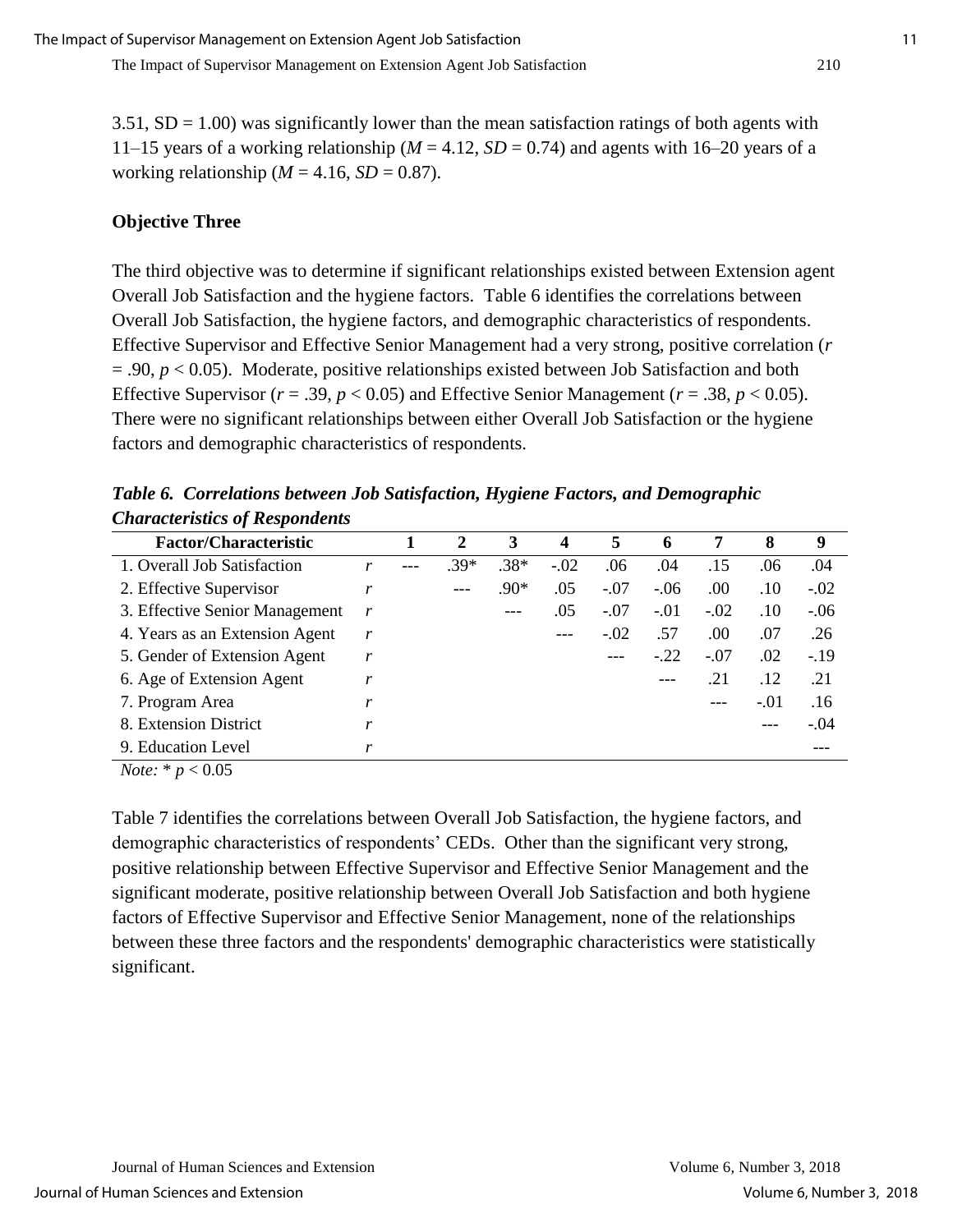3.51, SD = 1.00) was significantly lower than the mean satisfaction ratings of both agents with 11–15 years of a working relationship (*M* = 4.12, *SD* = 0.74) and agents with 16–20 years of a working relationship (*M* = 4.16, *SD* = 0.87).

**Objective Three**

The third objective was to determine if significant relationships existed between Extension agent Overall Job Satisfaction and the hygiene factors. Table 6 identifies the correlations between Overall Job Satisfaction, the hygiene factors, and demographic characteristics of respondents. Effective Supervisor and Effective Senior Management had a very strong, positive correlation ($r = .90$, $p < 0.05$). Moderate, positive relationships existed between Job Satisfaction and both Effective Supervisor ($r = .39$, $p < 0.05$) and Effective Senior Management ($r = .38$, $p < 0.05$). There were no significant relationships between either Overall Job Satisfaction or the hygiene factors and demographic characteristics of respondents.

***Table 6. Correlations between Job Satisfaction, Hygiene Factors, and Demographic Characteristics of Respondents***

| Factor/Characteristic | | 1 | 2 | 3 | 4 | 5 | 6 | 7 | 8 | 9 |
|---|---|---|---|---|---|---|---|---|---|---|
| 1. Overall Job Satisfaction | *r* | --- | .39* | .38* | -.02 | .06 | .04 | .15 | .06 | .04 |
| 2. Effective Supervisor | *r* | | --- | .90* | .05 | -.07 | -.06 | .00 | .10 | -.02 |
| 3. Effective Senior Management | *r* | | | --- | .05 | -.07 | -.01 | -.02 | .10 | -.06 |
| 4. Years as an Extension Agent | *r* | | | | --- | -.02 | .57 | .00 | .07 | .26 |
| 5. Gender of Extension Agent | *r* | | | | | --- | -.22 | -.07 | .02 | -.19 |
| 6. Age of Extension Agent | *r* | | | | | | --- | .21 | .12 | .21 |
| 7. Program Area | *r* | | | | | | | --- | -.01 | .16 |
| 8. Extension District | *r* | | | | | | | | --- | -.04 |
| 9. Education Level | *r* | | | | | | | | | --- |

*Note:* * $p < 0.05$

Table 7 identifies the correlations between Overall Job Satisfaction, the hygiene factors, and demographic characteristics of respondents' CEDs. Other than the significant very strong, positive relationship between Effective Supervisor and Effective Senior Management and the significant moderate, positive relationship between Overall Job Satisfaction and both hygiene factors of Effective Supervisor and Effective Senior Management, none of the relationships between these three factors and the respondents' demographic characteristics were statistically significant.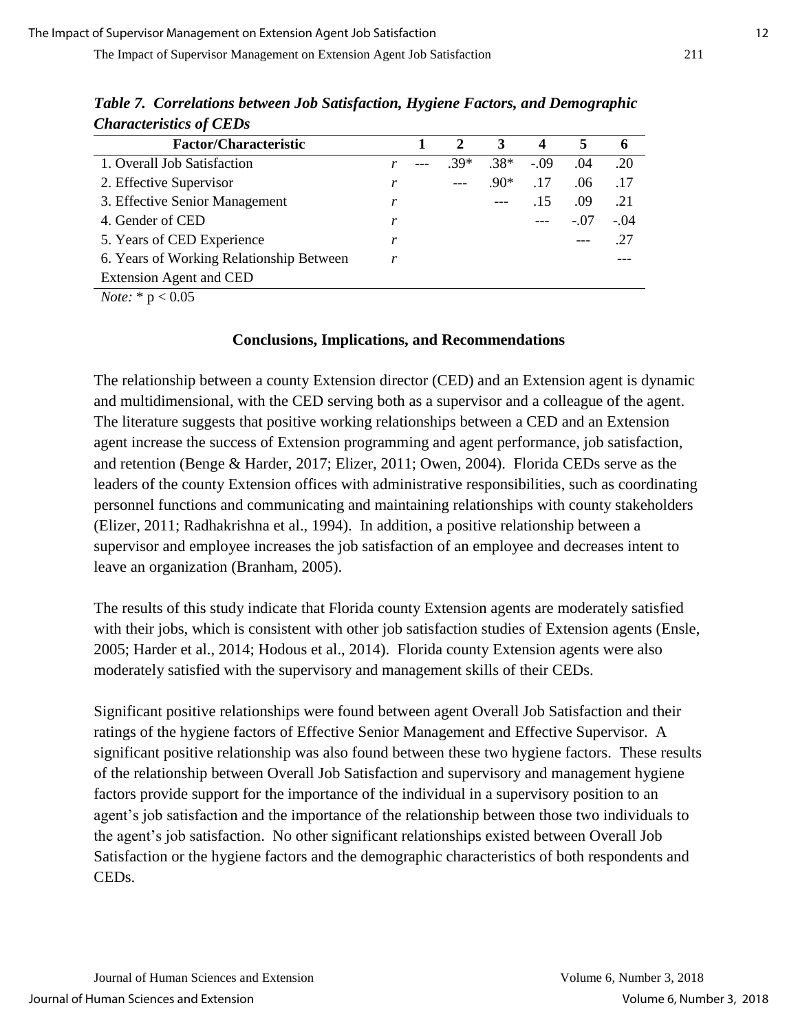***Table 7. Correlations between Job Satisfaction, Hygiene Factors, and Demographic Characteristics of CEDs***

| Factor/Characteristic | | 1 | 2 | 3 | 4 | 5 | 6 |
|---|---|---|---|---|---|---|---|
| 1. Overall Job Satisfaction | *r* | --- | .39* | .38* | -.09 | .04 | .20 |
| 2. Effective Supervisor | *r* | | --- | .90* | .17 | .06 | .17 |
| 3. Effective Senior Management | *r* | | | --- | .15 | .09 | .21 |
| 4. Gender of CED | *r* | | | | --- | -.07 | -.04 |
| 5. Years of CED Experience | *r* | | | | | --- | .27 |
| 6. Years of Working Relationship Between Extension Agent and CED | *r* | | | | | | --- |

*Note:* * $p < 0.05$

## Conclusions, Implications, and Recommendations

The relationship between a county Extension director (CED) and an Extension agent is dynamic and multidimensional, with the CED serving both as a supervisor and a colleague of the agent. The literature suggests that positive working relationships between a CED and an Extension agent increase the success of Extension programming and agent performance, job satisfaction, and retention (Benge & Harder, 2017; Elizer, 2011; Owen, 2004). Florida CEDs serve as the leaders of the county Extension offices with administrative responsibilities, such as coordinating personnel functions and communicating and maintaining relationships with county stakeholders (Elizer, 2011; Radhakrishna et al., 1994). In addition, a positive relationship between a supervisor and employee increases the job satisfaction of an employee and decreases intent to leave an organization (Branham, 2005).

The results of this study indicate that Florida county Extension agents are moderately satisfied with their jobs, which is consistent with other job satisfaction studies of Extension agents (Ensle, 2005; Harder et al., 2014; Hodous et al., 2014). Florida county Extension agents were also moderately satisfied with the supervisory and management skills of their CEDs.

Significant positive relationships were found between agent Overall Job Satisfaction and their ratings of the hygiene factors of Effective Senior Management and Effective Supervisor. A significant positive relationship was also found between these two hygiene factors. These results of the relationship between Overall Job Satisfaction and supervisory and management hygiene factors provide support for the importance of the individual in a supervisory position to an agent's job satisfaction and the importance of the relationship between those two individuals to the agent's job satisfaction. No other significant relationships existed between Overall Job Satisfaction or the hygiene factors and the demographic characteristics of both respondents and CEDs.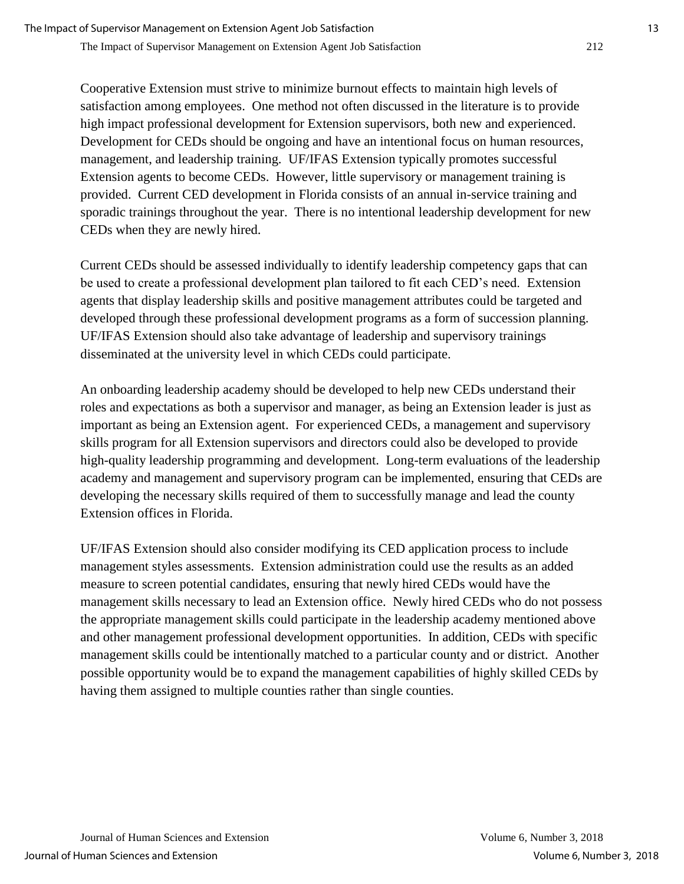Cooperative Extension must strive to minimize burnout effects to maintain high levels of satisfaction among employees. One method not often discussed in the literature is to provide high impact professional development for Extension supervisors, both new and experienced. Development for CEDs should be ongoing and have an intentional focus on human resources, management, and leadership training. UF/IFAS Extension typically promotes successful Extension agents to become CEDs. However, little supervisory or management training is provided. Current CED development in Florida consists of an annual in-service training and sporadic trainings throughout the year. There is no intentional leadership development for new CEDs when they are newly hired.

Current CEDs should be assessed individually to identify leadership competency gaps that can be used to create a professional development plan tailored to fit each CED's need. Extension agents that display leadership skills and positive management attributes could be targeted and developed through these professional development programs as a form of succession planning. UF/IFAS Extension should also take advantage of leadership and supervisory trainings disseminated at the university level in which CEDs could participate.

An onboarding leadership academy should be developed to help new CEDs understand their roles and expectations as both a supervisor and manager, as being an Extension leader is just as important as being an Extension agent. For experienced CEDs, a management and supervisory skills program for all Extension supervisors and directors could also be developed to provide high-quality leadership programming and development. Long-term evaluations of the leadership academy and management and supervisory program can be implemented, ensuring that CEDs are developing the necessary skills required of them to successfully manage and lead the county Extension offices in Florida.

UF/IFAS Extension should also consider modifying its CED application process to include management styles assessments. Extension administration could use the results as an added measure to screen potential candidates, ensuring that newly hired CEDs would have the management skills necessary to lead an Extension office. Newly hired CEDs who do not possess the appropriate management skills could participate in the leadership academy mentioned above and other management professional development opportunities. In addition, CEDs with specific management skills could be intentionally matched to a particular county and or district. Another possible opportunity would be to expand the management capabilities of highly skilled CEDs by having them assigned to multiple counties rather than single counties.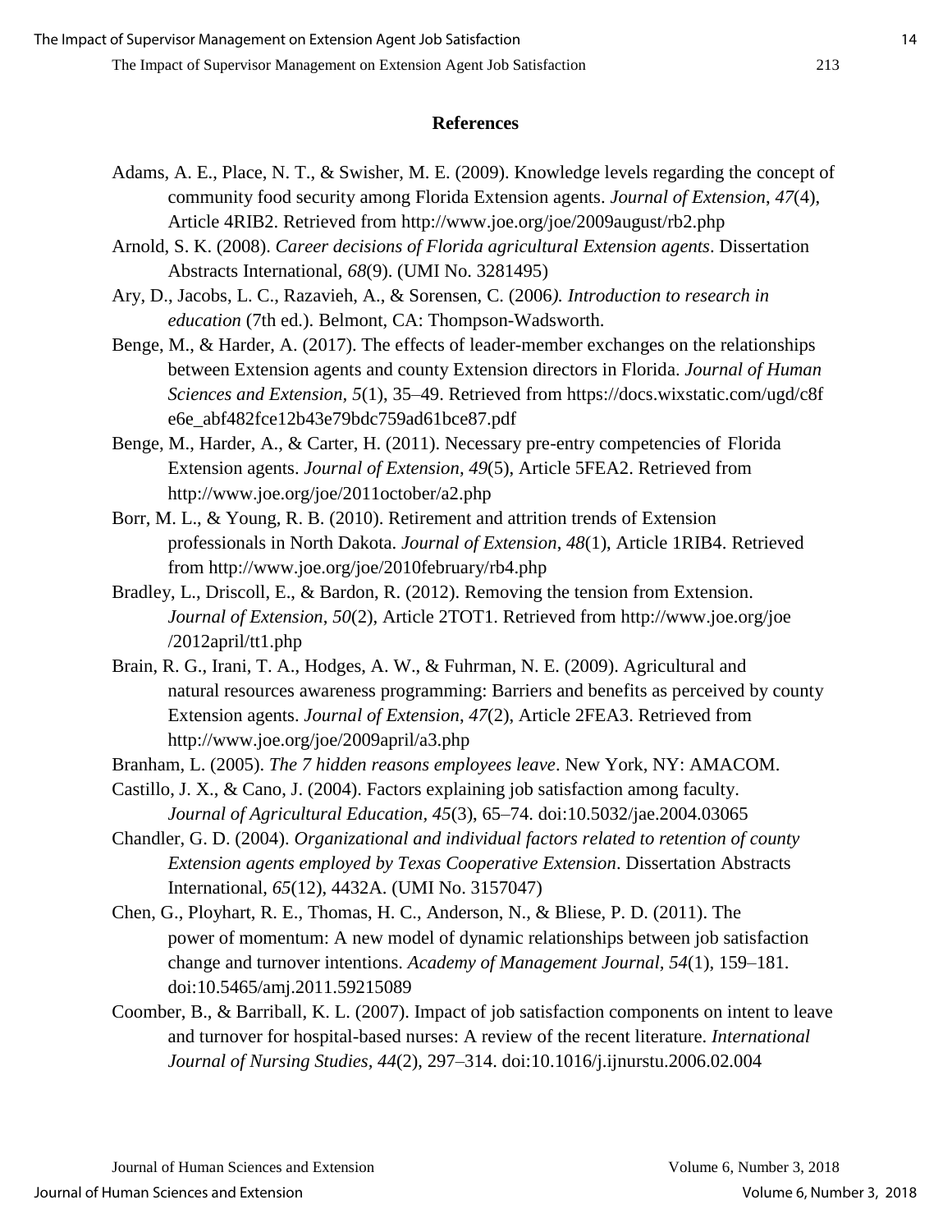## References

Adams, A. E., Place, N. T., & Swisher, M. E. (2009). Knowledge levels regarding the concept of community food security among Florida Extension agents. *Journal of Extension*, *47*(4), Article 4RIB2. Retrieved from http://www.joe.org/joe/2009august/rb2.php

Arnold, S. K. (2008). *Career decisions of Florida agricultural Extension agents*. Dissertation Abstracts International, *68*(9). (UMI No. 3281495)

Ary, D., Jacobs, L. C., Razavieh, A., & Sorensen, C. (2006*). Introduction to research in education* (7th ed.). Belmont, CA: Thompson-Wadsworth.

Benge, M., & Harder, A. (2017). The effects of leader-member exchanges on the relationships between Extension agents and county Extension directors in Florida. *Journal of Human Sciences and Extension*, *5*(1), 35–49. Retrieved from https://docs.wixstatic.com/ugd/c8fe6e_abf482fce12b43e79bdc759ad61bce87.pdf

Benge, M., Harder, A., & Carter, H. (2011). Necessary pre-entry competencies of Florida Extension agents. *Journal of Extension*, *49*(5), Article 5FEA2. Retrieved from http://www.joe.org/joe/2011october/a2.php

Borr, M. L., & Young, R. B. (2010). Retirement and attrition trends of Extension professionals in North Dakota. *Journal of Extension*, *48*(1), Article 1RIB4. Retrieved from http://www.joe.org/joe/2010february/rb4.php

Bradley, L., Driscoll, E., & Bardon, R. (2012). Removing the tension from Extension. *Journal of Extension*, *50*(2), Article 2TOT1. Retrieved from http://www.joe.org/joe/2012april/tt1.php

Brain, R. G., Irani, T. A., Hodges, A. W., & Fuhrman, N. E. (2009). Agricultural and natural resources awareness programming: Barriers and benefits as perceived by county Extension agents. *Journal of Extension*, *47*(2), Article 2FEA3. Retrieved from http://www.joe.org/joe/2009april/a3.php

Branham, L. (2005). *The 7 hidden reasons employees leave*. New York, NY: AMACOM.

Castillo, J. X., & Cano, J. (2004). Factors explaining job satisfaction among faculty. *Journal of Agricultural Education*, *45*(3), 65–74. doi:10.5032/jae.2004.03065

Chandler, G. D. (2004). *Organizational and individual factors related to retention of county Extension agents employed by Texas Cooperative Extension*. Dissertation Abstracts International, *65*(12), 4432A. (UMI No. 3157047)

Chen, G., Ployhart, R. E., Thomas, H. C., Anderson, N., & Bliese, P. D. (2011). The power of momentum: A new model of dynamic relationships between job satisfaction change and turnover intentions. *Academy of Management Journal*, *54*(1), 159–181. doi:10.5465/amj.2011.59215089

Coomber, B., & Barriball, K. L. (2007). Impact of job satisfaction components on intent to leave and turnover for hospital-based nurses: A review of the recent literature. *International Journal of Nursing Studies*, *44*(2), 297–314. doi:10.1016/j.ijnurstu.2006.02.004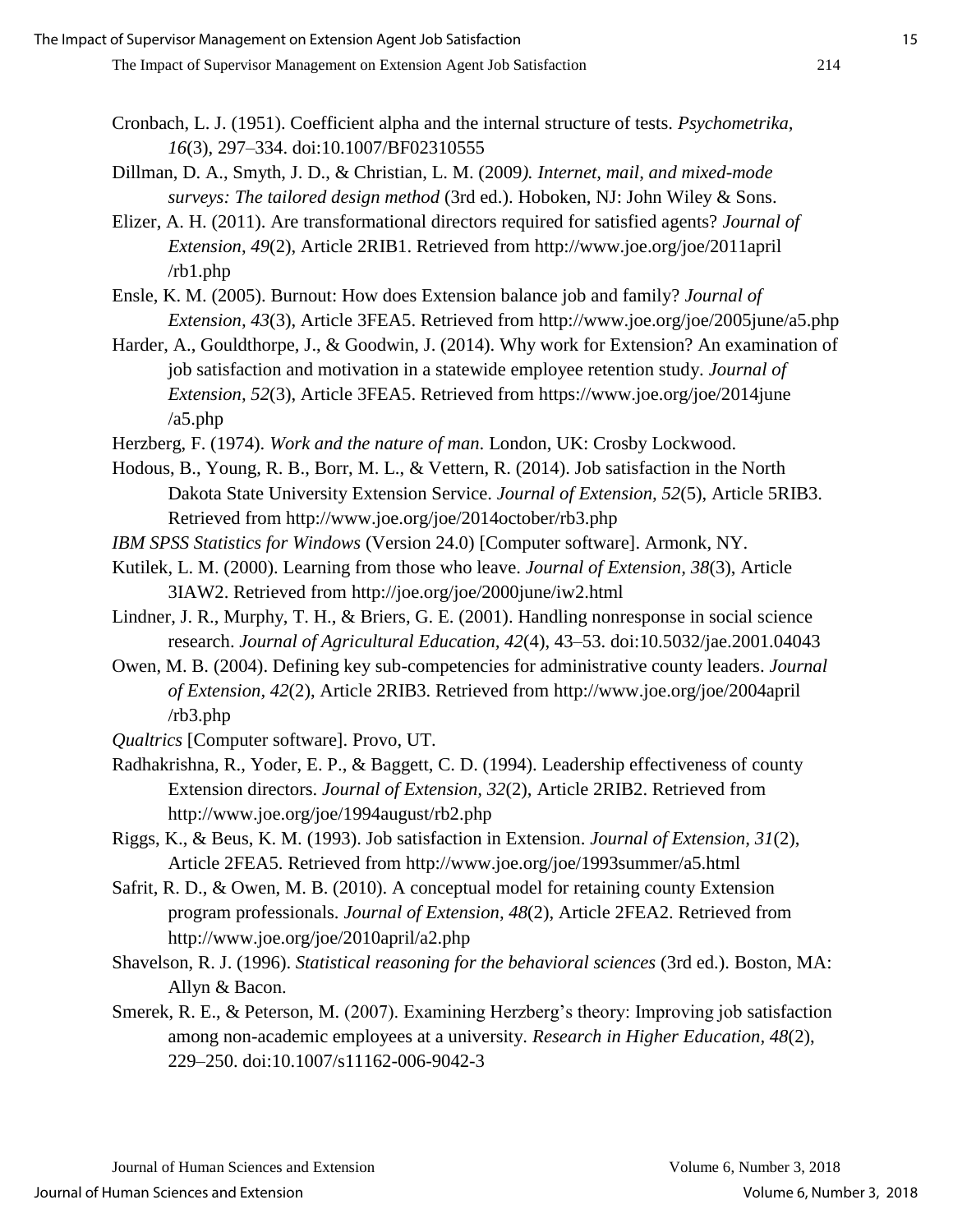Cronbach, L. J. (1951). Coefficient alpha and the internal structure of tests. *Psychometrika, 16*(3), 297–334. doi:10.1007/BF02310555

Dillman, D. A., Smyth, J. D., & Christian, L. M. (2009*). Internet, mail, and mixed-mode surveys: The tailored design method* (3rd ed.). Hoboken, NJ: John Wiley & Sons.

Elizer, A. H. (2011). Are transformational directors required for satisfied agents? *Journal of Extension*, *49*(2), Article 2RIB1. Retrieved from http://www.joe.org/joe/2011april/rb1.php

Ensle, K. M. (2005). Burnout: How does Extension balance job and family? *Journal of Extension, 43*(3), Article 3FEA5. Retrieved from http://www.joe.org/joe/2005june/a5.php

Harder, A., Gouldthorpe, J., & Goodwin, J. (2014). Why work for Extension? An examination of job satisfaction and motivation in a statewide employee retention study. *Journal of Extension*, *52*(3), Article 3FEA5. Retrieved from https://www.joe.org/joe/2014june/a5.php

Herzberg, F. (1974). *Work and the nature of man*. London, UK: Crosby Lockwood.

Hodous, B., Young, R. B., Borr, M. L., & Vettern, R. (2014). Job satisfaction in the North Dakota State University Extension Service. *Journal of Extension, 52*(5), Article 5RIB3. Retrieved from http://www.joe.org/joe/2014october/rb3.php

*IBM SPSS Statistics for Windows* (Version 24.0) [Computer software]. Armonk, NY.

Kutilek, L. M. (2000). Learning from those who leave. *Journal of Extension, 38*(3), Article 3IAW2. Retrieved from http://joe.org/joe/2000june/iw2.html

Lindner, J. R., Murphy, T. H., & Briers, G. E. (2001). Handling nonresponse in social science research. *Journal of Agricultural Education, 42*(4), 43–53. doi:10.5032/jae.2001.04043

Owen, M. B. (2004). Defining key sub-competencies for administrative county leaders. *Journal of Extension, 42*(2), Article 2RIB3. Retrieved from http://www.joe.org/joe/2004april/rb3.php

*Qualtrics* [Computer software]. Provo, UT.

Radhakrishna, R., Yoder, E. P., & Baggett, C. D. (1994). Leadership effectiveness of county Extension directors. *Journal of Extension, 32*(2), Article 2RIB2. Retrieved from http://www.joe.org/joe/1994august/rb2.php

Riggs, K., & Beus, K. M. (1993). Job satisfaction in Extension. *Journal of Extension, 31*(2), Article 2FEA5. Retrieved from http://www.joe.org/joe/1993summer/a5.html

Safrit, R. D., & Owen, M. B. (2010). A conceptual model for retaining county Extension program professionals. *Journal of Extension, 48*(2), Article 2FEA2. Retrieved from http://www.joe.org/joe/2010april/a2.php

Shavelson, R. J. (1996). *Statistical reasoning for the behavioral sciences* (3rd ed.). Boston, MA: Allyn & Bacon.

Smerek, R. E., & Peterson, M. (2007). Examining Herzberg's theory: Improving job satisfaction among non-academic employees at a university. *Research in Higher Education, 48*(2), 229–250. doi:10.1007/s11162-006-9042-3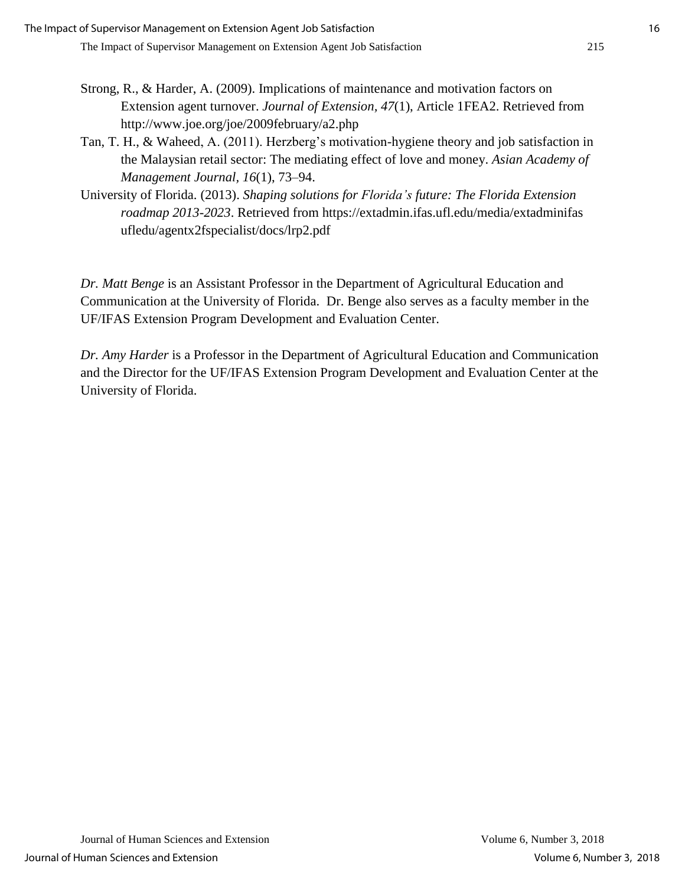Strong, R., & Harder, A. (2009). Implications of maintenance and motivation factors on Extension agent turnover. *Journal of Extension, 47*(1), Article 1FEA2. Retrieved from http://www.joe.org/joe/2009february/a2.php

Tan, T. H., & Waheed, A. (2011). Herzberg's motivation-hygiene theory and job satisfaction in the Malaysian retail sector: The mediating effect of love and money. *Asian Academy of Management Journal, 16*(1), 73–94.

University of Florida. (2013). *Shaping solutions for Florida's future: The Florida Extension roadmap 2013-2023*. Retrieved from https://extadmin.ifas.ufl.edu/media/extadminifas ufledu/agentx2fspecialist/docs/lrp2.pdf

*Dr. Matt Benge* is an Assistant Professor in the Department of Agricultural Education and Communication at the University of Florida. Dr. Benge also serves as a faculty member in the UF/IFAS Extension Program Development and Evaluation Center.

*Dr. Amy Harder* is a Professor in the Department of Agricultural Education and Communication and the Director for the UF/IFAS Extension Program Development and Evaluation Center at the University of Florida.